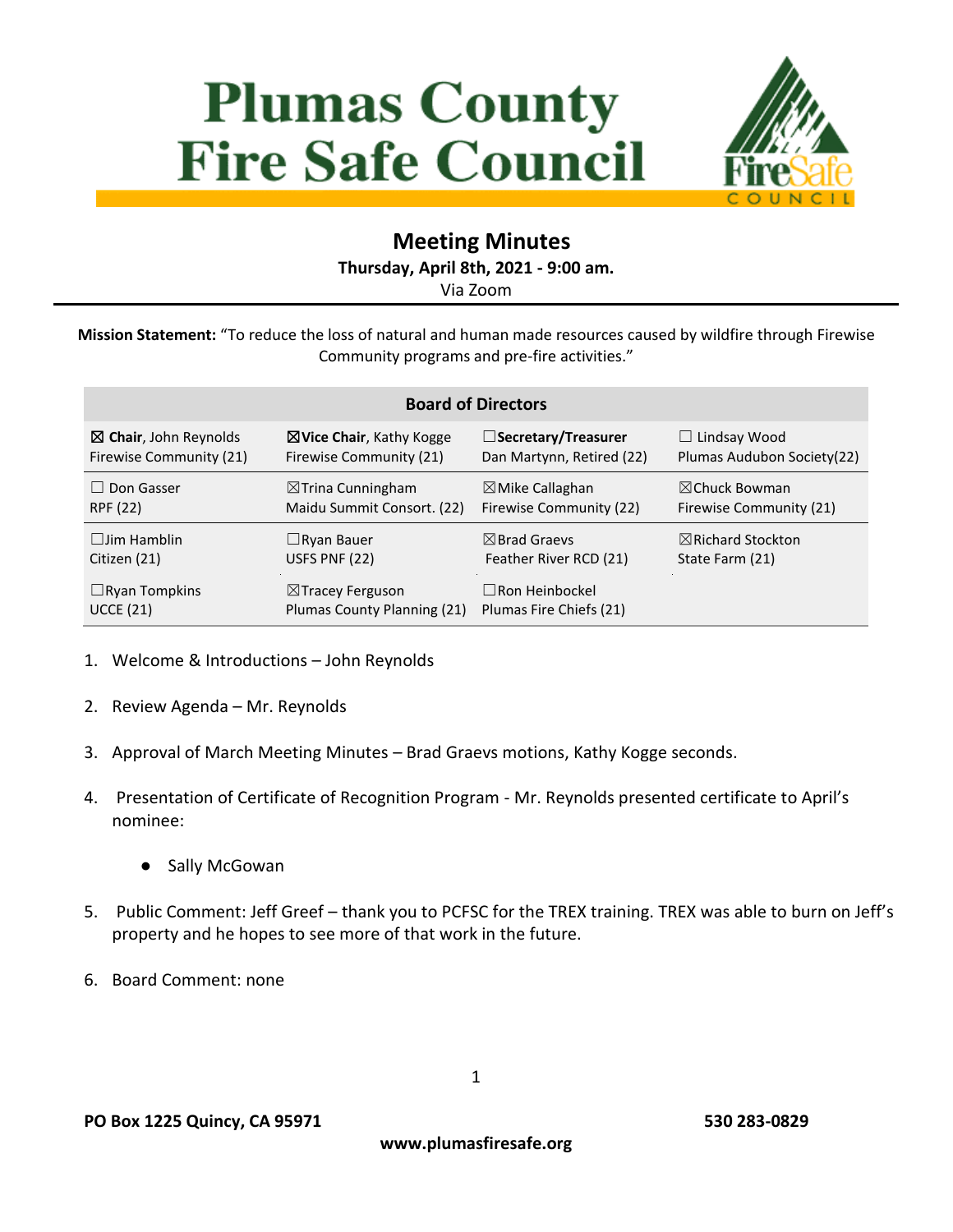# Plumas County Fire Safe Council

## Meeting Minutes

**Thursday, April 8th, 2021 - 9:00 am.**

Via Zoom

**Mission Statement:** "To reduce the loss of natural and human made resources caused by wildfire through Firewise Community programs and pre-fire activities."

| Board of Directors | | | |
|---|---|---|---|
| ☒ **Chair**, John Reynolds Firewise Community (21) | ☒**Vice Chair**, Kathy Kogge Firewise Community (21) | ☐**Secretary/Treasurer** Dan Martynn, Retired (22) | ☐ Lindsay Wood Plumas Audubon Society(22) |
| ☐ Don Gasser RPF (22) | ☒Trina Cunningham Maidu Summit Consort. (22) | ☒Mike Callaghan Firewise Community (22) | ☒Chuck Bowman Firewise Community (21) |
| ☐Jim Hamblin Citizen (21) | ☐Ryan Bauer USFS PNF (22) | ☒Brad Graevs Feather River RCD (21) | ☒Richard Stockton State Farm (21) |
| ☐Ryan Tompkins UCCE (21) | ☒Tracey Ferguson Plumas County Planning (21) | ☐Ron Heinbockel Plumas Fire Chiefs (21) | |

1. Welcome & Introductions – John Reynolds
2. Review Agenda – Mr. Reynolds
3. Approval of March Meeting Minutes – Brad Graevs motions, Kathy Kogge seconds.
4. Presentation of Certificate of Recognition Program - Mr. Reynolds presented certificate to April's nominee:
   - Sally McGowan
5. Public Comment: Jeff Greef – thank you to PCFSC for the TREX training. TREX was able to burn on Jeff's property and he hopes to see more of that work in the future.
6. Board Comment: none

**PO Box 1225 Quincy, CA 95971** **530 283-0829**

**www.plumasfiresafe.org**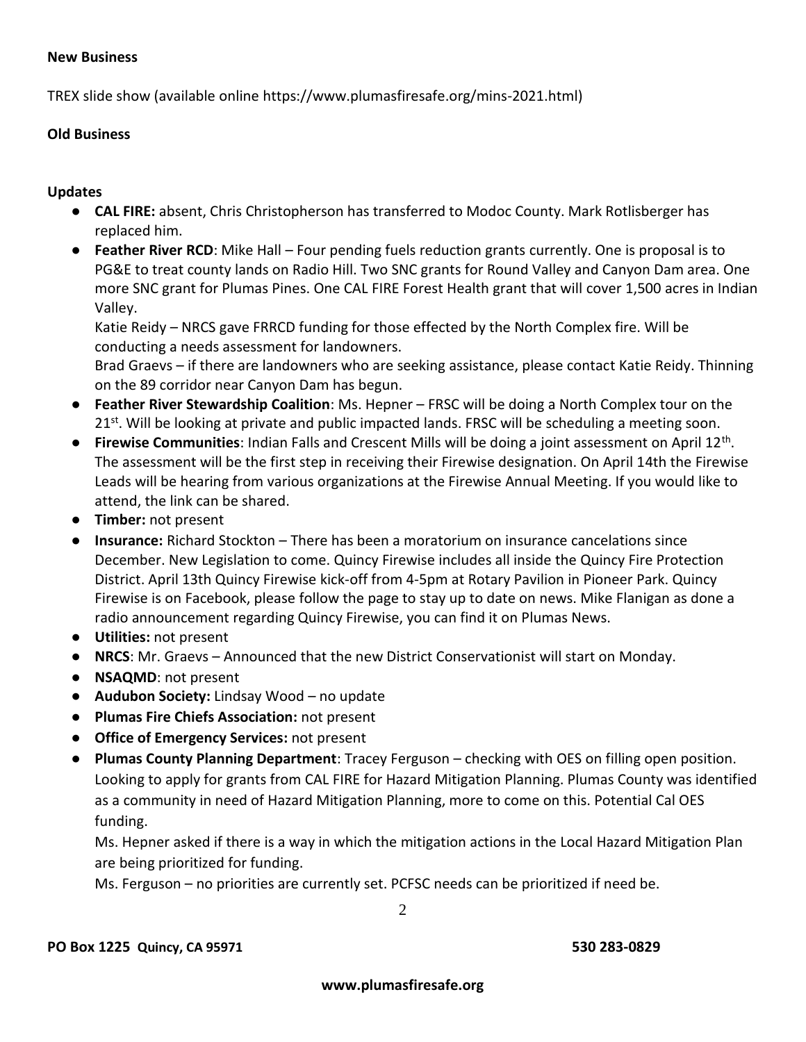**New Business**

TREX slide show (available online https://www.plumasfiresafe.org/mins-2021.html)

**Old Business**

**Updates**

- **CAL FIRE:** absent, Chris Christopherson has transferred to Modoc County. Mark Rotlisberger has replaced him.
- **Feather River RCD**: Mike Hall – Four pending fuels reduction grants currently. One is proposal is to PG&E to treat county lands on Radio Hill. Two SNC grants for Round Valley and Canyon Dam area. One more SNC grant for Plumas Pines. One CAL FIRE Forest Health grant that will cover 1,500 acres in Indian Valley.
  Katie Reidy – NRCS gave FRRCD funding for those effected by the North Complex fire. Will be conducting a needs assessment for landowners.
  Brad Graevs – if there are landowners who are seeking assistance, please contact Katie Reidy. Thinning on the 89 corridor near Canyon Dam has begun.
- **Feather River Stewardship Coalition**: Ms. Hepner – FRSC will be doing a North Complex tour on the 21st. Will be looking at private and public impacted lands. FRSC will be scheduling a meeting soon.
- **Firewise Communities**: Indian Falls and Crescent Mills will be doing a joint assessment on April 12th. The assessment will be the first step in receiving their Firewise designation. On April 14th the Firewise Leads will be hearing from various organizations at the Firewise Annual Meeting. If you would like to attend, the link can be shared.
- **Timber:** not present
- **Insurance:** Richard Stockton – There has been a moratorium on insurance cancelations since December. New Legislation to come. Quincy Firewise includes all inside the Quincy Fire Protection District. April 13th Quincy Firewise kick-off from 4-5pm at Rotary Pavilion in Pioneer Park. Quincy Firewise is on Facebook, please follow the page to stay up to date on news. Mike Flanigan as done a radio announcement regarding Quincy Firewise, you can find it on Plumas News.
- **Utilities:** not present
- **NRCS**: Mr. Graevs – Announced that the new District Conservationist will start on Monday.
- **NSAQMD**: not present
- **Audubon Society:** Lindsay Wood – no update
- **Plumas Fire Chiefs Association:** not present
- **Office of Emergency Services:** not present
- **Plumas County Planning Department**: Tracey Ferguson – checking with OES on filling open position. Looking to apply for grants from CAL FIRE for Hazard Mitigation Planning. Plumas County was identified as a community in need of Hazard Mitigation Planning, more to come on this. Potential Cal OES funding.
  Ms. Hepner asked if there is a way in which the mitigation actions in the Local Hazard Mitigation Plan are being prioritized for funding.
  Ms. Ferguson – no priorities are currently set. PCFSC needs can be prioritized if need be.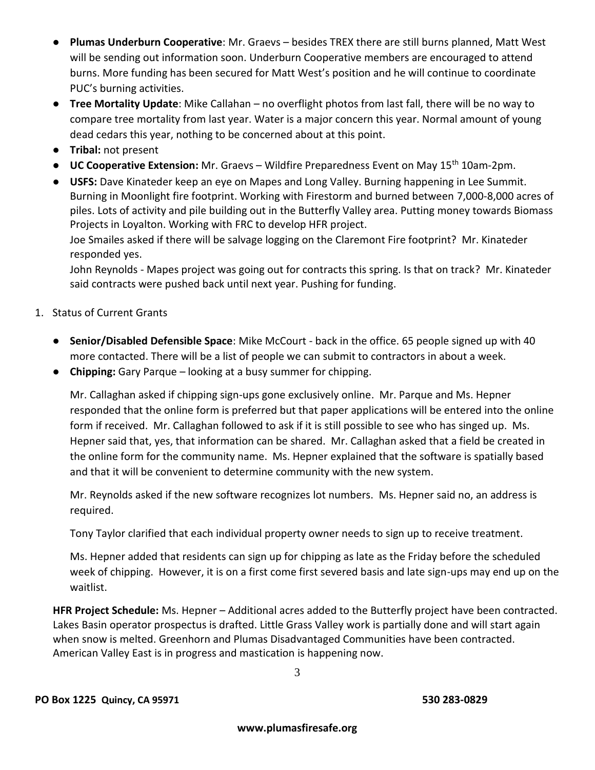- **Plumas Underburn Cooperative**: Mr. Graevs – besides TREX there are still burns planned, Matt West will be sending out information soon. Underburn Cooperative members are encouraged to attend burns. More funding has been secured for Matt West's position and he will continue to coordinate PUC's burning activities.
- **Tree Mortality Update**: Mike Callahan – no overflight photos from last fall, there will be no way to compare tree mortality from last year. Water is a major concern this year. Normal amount of young dead cedars this year, nothing to be concerned about at this point.
- **Tribal:** not present
- **UC Cooperative Extension:** Mr. Graevs – Wildfire Preparedness Event on May 15th 10am-2pm.
- **USFS:** Dave Kinateder keep an eye on Mapes and Long Valley. Burning happening in Lee Summit. Burning in Moonlight fire footprint. Working with Firestorm and burned between 7,000-8,000 acres of piles. Lots of activity and pile building out in the Butterfly Valley area. Putting money towards Biomass Projects in Loyalton. Working with FRC to develop HFR project.

  Joe Smailes asked if there will be salvage logging on the Claremont Fire footprint? Mr. Kinateder responded yes.

  John Reynolds - Mapes project was going out for contracts this spring. Is that on track? Mr. Kinateder said contracts were pushed back until next year. Pushing for funding.

1. Status of Current Grants

- **Senior/Disabled Defensible Space**: Mike McCourt - back in the office. 65 people signed up with 40 more contacted. There will be a list of people we can submit to contractors in about a week.
- **Chipping:** Gary Parque – looking at a busy summer for chipping.

  Mr. Callaghan asked if chipping sign-ups gone exclusively online. Mr. Parque and Ms. Hepner responded that the online form is preferred but that paper applications will be entered into the online form if received. Mr. Callaghan followed to ask if it is still possible to see who has singed up. Ms. Hepner said that, yes, that information can be shared. Mr. Callaghan asked that a field be created in the online form for the community name. Ms. Hepner explained that the software is spatially based and that it will be convenient to determine community with the new system.

  Mr. Reynolds asked if the new software recognizes lot numbers. Ms. Hepner said no, an address is required.

  Tony Taylor clarified that each individual property owner needs to sign up to receive treatment.

  Ms. Hepner added that residents can sign up for chipping as late as the Friday before the scheduled week of chipping. However, it is on a first come first severed basis and late sign-ups may end up on the waitlist.

**HFR Project Schedule:** Ms. Hepner – Additional acres added to the Butterfly project have been contracted. Lakes Basin operator prospectus is drafted. Little Grass Valley work is partially done and will start again when snow is melted. Greenhorn and Plumas Disadvantaged Communities have been contracted. American Valley East is in progress and mastication is happening now.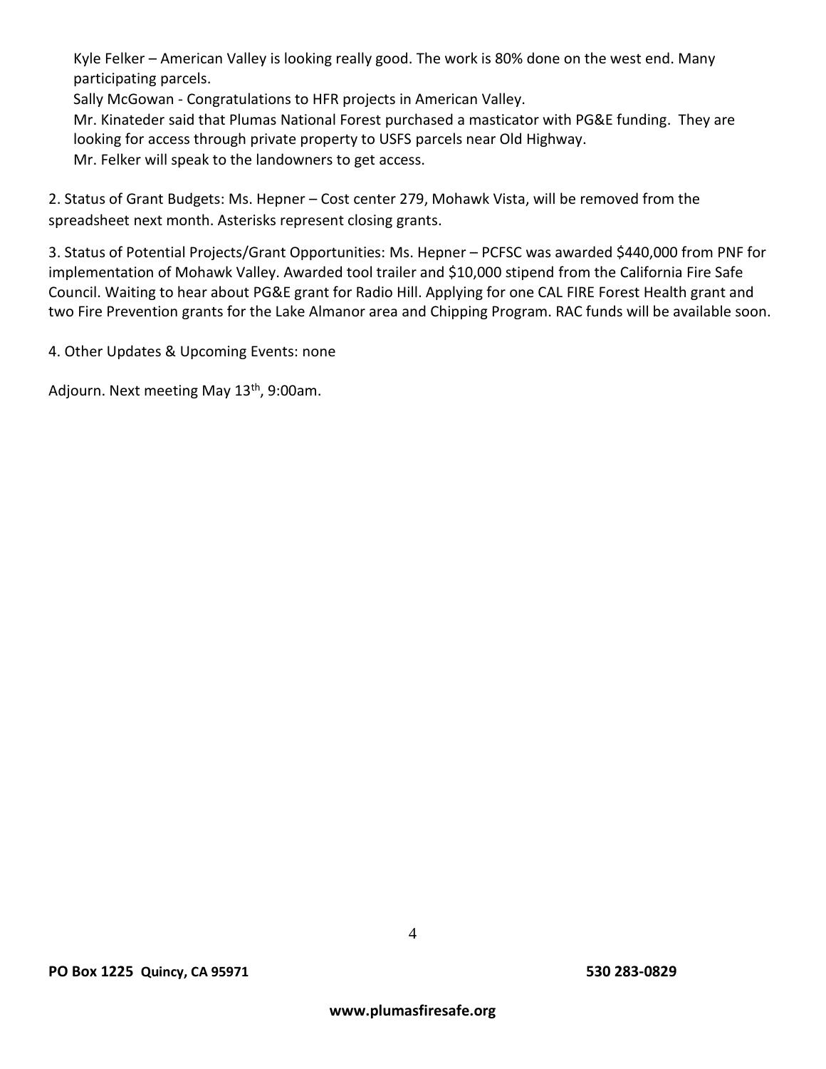Kyle Felker – American Valley is looking really good. The work is 80% done on the west end. Many participating parcels.
Sally McGowan - Congratulations to HFR projects in American Valley.
Mr. Kinateder said that Plumas National Forest purchased a masticator with PG&E funding. They are looking for access through private property to USFS parcels near Old Highway.
Mr. Felker will speak to the landowners to get access.

2. Status of Grant Budgets: Ms. Hepner – Cost center 279, Mohawk Vista, will be removed from the spreadsheet next month. Asterisks represent closing grants.

3. Status of Potential Projects/Grant Opportunities: Ms. Hepner – PCFSC was awarded $440,000 from PNF for implementation of Mohawk Valley. Awarded tool trailer and $10,000 stipend from the California Fire Safe Council. Waiting to hear about PG&E grant for Radio Hill. Applying for one CAL FIRE Forest Health grant and two Fire Prevention grants for the Lake Almanor area and Chipping Program. RAC funds will be available soon.

4. Other Updates & Upcoming Events: none

Adjourn. Next meeting May 13th, 9:00am.

**PO Box 1225 Quincy, CA 95971** **530 283-0829**

**www.plumasfiresafe.org**